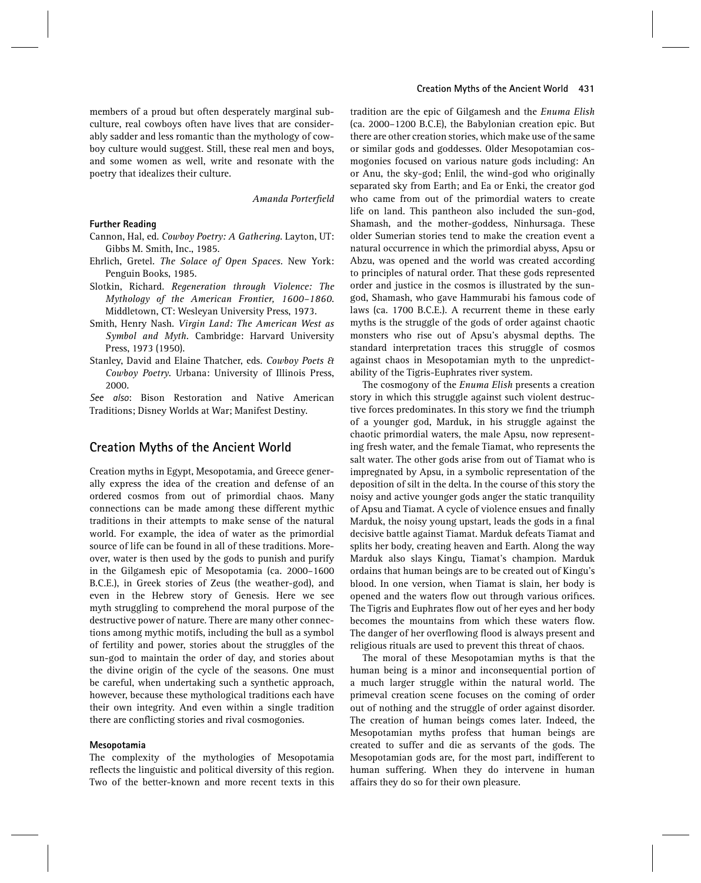members of a proud but often desperately marginal subculture, real cowboys often have lives that are considerably sadder and less romantic than the mythology of cowboy culture would suggest. Still, these real men and boys, and some women as well, write and resonate with the poetry that idealizes their culture.

*Amanda Porterfield*

**Further Reading**

- Cannon, Hal, ed. *Cowboy Poetry: A Gathering*. Layton, UT: Gibbs M. Smith, Inc., 1985.
- Ehrlich, Gretel. *The Solace of Open Spaces*. New York: Penguin Books, 1985.
- Slotkin, Richard. *Regeneration through Violence: The Mythology of the American Frontier, 1600–1860*. Middletown, CT: Wesleyan University Press, 1973.
- Smith, Henry Nash. *Virgin Land: The American West as Symbol and Myth*. Cambridge: Harvard University Press, 1973 (1950).
- Stanley, David and Elaine Thatcher, eds. *Cowboy Poets & Cowboy Poetry*. Urbana: University of Illinois Press, 2000.

*See also*: Bison Restoration and Native American Traditions; Disney Worlds at War; Manifest Destiny.

## Creation Myths of the Ancient World

Creation myths in Egypt, Mesopotamia, and Greece generally express the idea of the creation and defense of an ordered cosmos from out of primordial chaos. Many connections can be made among these different mythic traditions in their attempts to make sense of the natural world. For example, the idea of water as the primordial source of life can be found in all of these traditions. Moreover, water is then used by the gods to punish and purify in the Gilgamesh epic of Mesopotamia (ca. 2000–1600 B.C.E.), in Greek stories of Zeus (the weather-god), and even in the Hebrew story of Genesis. Here we see myth struggling to comprehend the moral purpose of the destructive power of nature. There are many other connections among mythic motifs, including the bull as a symbol of fertility and power, stories about the struggles of the sun-god to maintain the order of day, and stories about the divine origin of the cycle of the seasons. One must be careful, when undertaking such a synthetic approach, however, because these mythological traditions each have their own integrity. And even within a single tradition there are conflicting stories and rival cosmogonies.

### Mesopotamia

The complexity of the mythologies of Mesopotamia reflects the linguistic and political diversity of this region. Two of the better-known and more recent texts in this tradition are the epic of Gilgamesh and the *Enuma Elish* (ca. 2000–1200 B.C.E), the Babylonian creation epic. But there are other creation stories, which make use of the same or similar gods and goddesses. Older Mesopotamian cosmogonies focused on various nature gods including: An or Anu, the sky-god; Enlil, the wind-god who originally separated sky from Earth; and Ea or Enki, the creator god who came from out of the primordial waters to create life on land. This pantheon also included the sun-god, Shamash, and the mother-goddess, Ninhursaga. These older Sumerian stories tend to make the creation event a natural occurrence in which the primordial abyss, Apsu or Abzu, was opened and the world was created according to principles of natural order. That these gods represented order and justice in the cosmos is illustrated by the sun-god, Shamash, who gave Hammurabi his famous code of laws (ca. 1700 B.C.E.). A recurrent theme in these early myths is the struggle of the gods of order against chaotic monsters who rise out of Apsu's abysmal depths. The standard interpretation traces this struggle of cosmos against chaos in Mesopotamian myth to the unpredictability of the Tigris-Euphrates river system.

The cosmogony of the *Enuma Elish* presents a creation story in which this struggle against such violent destructive forces predominates. In this story we find the triumph of a younger god, Marduk, in his struggle against the chaotic primordial waters, the male Apsu, now representing fresh water, and the female Tiamat, who represents the salt water. The other gods arise from out of Tiamat who is impregnated by Apsu, in a symbolic representation of the deposition of silt in the delta. In the course of this story the noisy and active younger gods anger the static tranquility of Apsu and Tiamat. A cycle of violence ensues and finally Marduk, the noisy young upstart, leads the gods in a final decisive battle against Tiamat. Marduk defeats Tiamat and splits her body, creating heaven and Earth. Along the way Marduk also slays Kingu, Tiamat's champion. Marduk ordains that human beings are to be created out of Kingu's blood. In one version, when Tiamat is slain, her body is opened and the waters flow out through various orifices. The Tigris and Euphrates flow out of her eyes and her body becomes the mountains from which these waters flow. The danger of her overflowing flood is always present and religious rituals are used to prevent this threat of chaos.

The moral of these Mesopotamian myths is that the human being is a minor and inconsequential portion of a much larger struggle within the natural world. The primeval creation scene focuses on the coming of order out of nothing and the struggle of order against disorder. The creation of human beings comes later. Indeed, the Mesopotamian myths profess that human beings are created to suffer and die as servants of the gods. The Mesopotamian gods are, for the most part, indifferent to human suffering. When they do intervene in human affairs they do so for their own pleasure.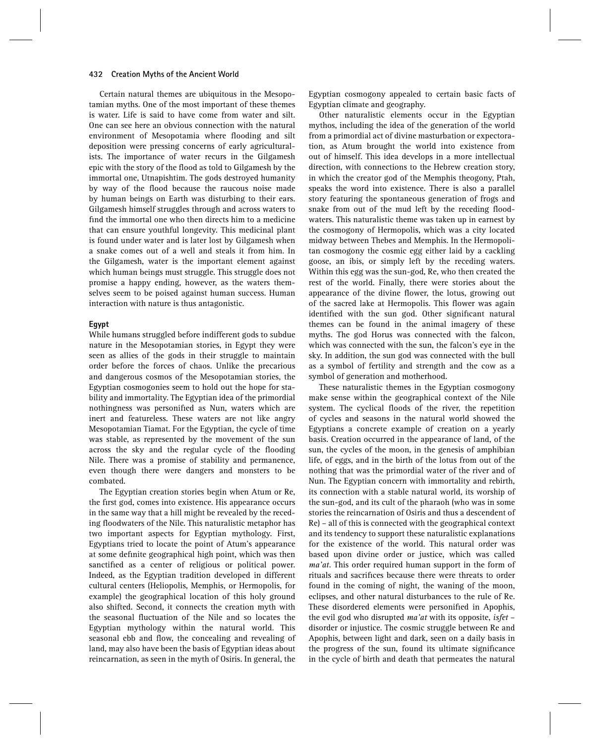Certain natural themes are ubiquitous in the Mesopotamian myths. One of the most important of these themes is water. Life is said to have come from water and silt. One can see here an obvious connection with the natural environment of Mesopotamia where flooding and silt deposition were pressing concerns of early agriculturalists. The importance of water recurs in the Gilgamesh epic with the story of the flood as told to Gilgamesh by the immortal one, Utnapishtim. The gods destroyed humanity by way of the flood because the raucous noise made by human beings on Earth was disturbing to their ears. Gilgamesh himself struggles through and across waters to find the immortal one who then directs him to a medicine that can ensure youthful longevity. This medicinal plant is found under water and is later lost by Gilgamesh when a snake comes out of a well and steals it from him. In the Gilgamesh, water is the important element against which human beings must struggle. This struggle does not promise a happy ending, however, as the waters themselves seem to be poised against human success. Human interaction with nature is thus antagonistic.

### Egypt

While humans struggled before indifferent gods to subdue nature in the Mesopotamian stories, in Egypt they were seen as allies of the gods in their struggle to maintain order before the forces of chaos. Unlike the precarious and dangerous cosmos of the Mesopotamian stories, the Egyptian cosmogonies seem to hold out the hope for stability and immortality. The Egyptian idea of the primordial nothingness was personified as Nun, waters which are inert and featureless. These waters are not like angry Mesopotamian Tiamat. For the Egyptian, the cycle of time was stable, as represented by the movement of the sun across the sky and the regular cycle of the flooding Nile. There was a promise of stability and permanence, even though there were dangers and monsters to be combated.

The Egyptian creation stories begin when Atum or Re, the first god, comes into existence. His appearance occurs in the same way that a hill might be revealed by the receding floodwaters of the Nile. This naturalistic metaphor has two important aspects for Egyptian mythology. First, Egyptians tried to locate the point of Atum's appearance at some definite geographical high point, which was then sanctified as a center of religious or political power. Indeed, as the Egyptian tradition developed in different cultural centers (Heliopolis, Memphis, or Hermopolis, for example) the geographical location of this holy ground also shifted. Second, it connects the creation myth with the seasonal fluctuation of the Nile and so locates the Egyptian mythology within the natural world. This seasonal ebb and flow, the concealing and revealing of land, may also have been the basis of Egyptian ideas about reincarnation, as seen in the myth of Osiris. In general, the Egyptian cosmogony appealed to certain basic facts of Egyptian climate and geography.

Other naturalistic elements occur in the Egyptian mythos, including the idea of the generation of the world from a primordial act of divine masturbation or expectoration, as Atum brought the world into existence from out of himself. This idea develops in a more intellectual direction, with connections to the Hebrew creation story, in which the creator god of the Memphis theogony, Ptah, speaks the word into existence. There is also a parallel story featuring the spontaneous generation of frogs and snake from out of the mud left by the receding floodwaters. This naturalistic theme was taken up in earnest by the cosmogony of Hermopolis, which was a city located midway between Thebes and Memphis. In the Hermopolitan cosmogony the cosmic egg either laid by a cackling goose, an ibis, or simply left by the receding waters. Within this egg was the sun-god, Re, who then created the rest of the world. Finally, there were stories about the appearance of the divine flower, the lotus, growing out of the sacred lake at Hermopolis. This flower was again identified with the sun god. Other significant natural themes can be found in the animal imagery of these myths. The god Horus was connected with the falcon, which was connected with the sun, the falcon's eye in the sky. In addition, the sun god was connected with the bull as a symbol of fertility and strength and the cow as a symbol of generation and motherhood.

These naturalistic themes in the Egyptian cosmogony make sense within the geographical context of the Nile system. The cyclical floods of the river, the repetition of cycles and seasons in the natural world showed the Egyptians a concrete example of creation on a yearly basis. Creation occurred in the appearance of land, of the sun, the cycles of the moon, in the genesis of amphibian life, of eggs, and in the birth of the lotus from out of the nothing that was the primordial water of the river and of Nun. The Egyptian concern with immortality and rebirth, its connection with a stable natural world, its worship of the sun-god, and its cult of the pharaoh (who was in some stories the reincarnation of Osiris and thus a descendent of Re) – all of this is connected with the geographical context and its tendency to support these naturalistic explanations for the existence of the world. This natural order was based upon divine order or justice, which was called *ma'at*. This order required human support in the form of rituals and sacrifices because there were threats to order found in the coming of night, the waning of the moon, eclipses, and other natural disturbances to the rule of Re. These disordered elements were personified in Apophis, the evil god who disrupted *ma'at* with its opposite, *isfet* – disorder or injustice. The cosmic struggle between Re and Apophis, between light and dark, seen on a daily basis in the progress of the sun, found its ultimate significance in the cycle of birth and death that permeates the natural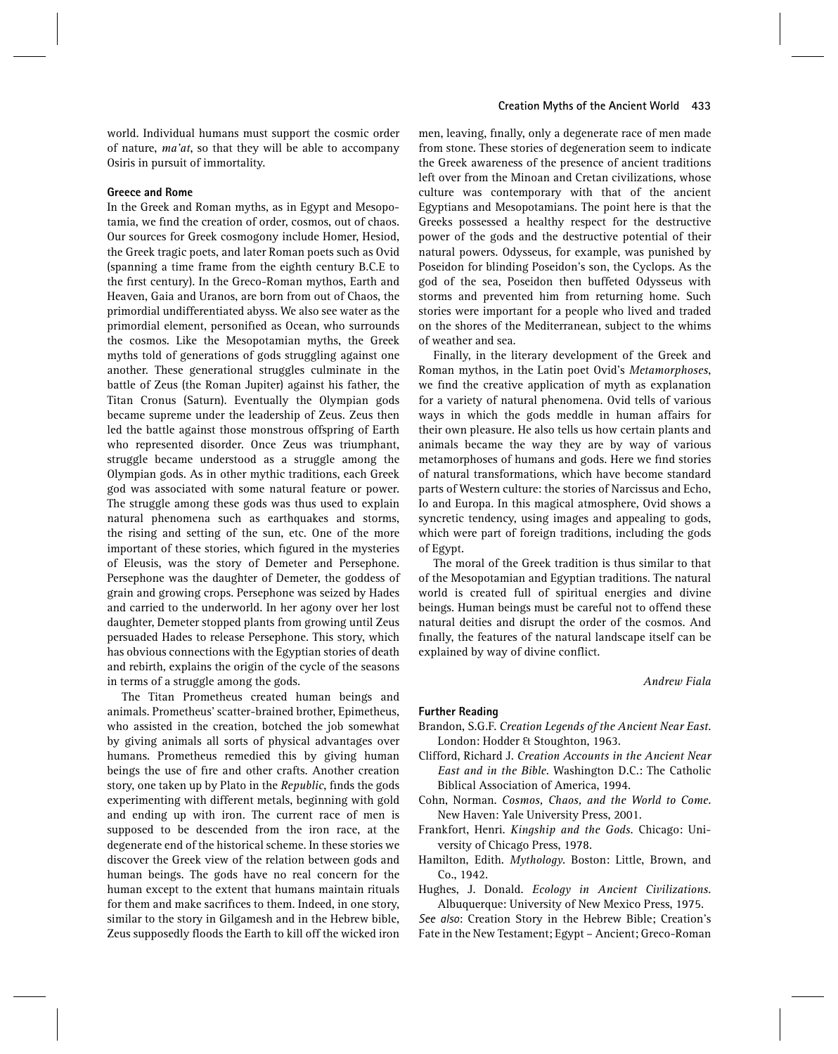world. Individual humans must support the cosmic order of nature, *ma'at*, so that they will be able to accompany Osiris in pursuit of immortality.

### Greece and Rome

In the Greek and Roman myths, as in Egypt and Mesopotamia, we find the creation of order, cosmos, out of chaos. Our sources for Greek cosmogony include Homer, Hesiod, the Greek tragic poets, and later Roman poets such as Ovid (spanning a time frame from the eighth century B.C.E to the first century). In the Greco-Roman mythos, Earth and Heaven, Gaia and Uranos, are born from out of Chaos, the primordial undifferentiated abyss. We also see water as the primordial element, personified as Ocean, who surrounds the cosmos. Like the Mesopotamian myths, the Greek myths told of generations of gods struggling against one another. These generational struggles culminate in the battle of Zeus (the Roman Jupiter) against his father, the Titan Cronus (Saturn). Eventually the Olympian gods became supreme under the leadership of Zeus. Zeus then led the battle against those monstrous offspring of Earth who represented disorder. Once Zeus was triumphant, struggle became understood as a struggle among the Olympian gods. As in other mythic traditions, each Greek god was associated with some natural feature or power. The struggle among these gods was thus used to explain natural phenomena such as earthquakes and storms, the rising and setting of the sun, etc. One of the more important of these stories, which figured in the mysteries of Eleusis, was the story of Demeter and Persephone. Persephone was the daughter of Demeter, the goddess of grain and growing crops. Persephone was seized by Hades and carried to the underworld. In her agony over her lost daughter, Demeter stopped plants from growing until Zeus persuaded Hades to release Persephone. This story, which has obvious connections with the Egyptian stories of death and rebirth, explains the origin of the cycle of the seasons in terms of a struggle among the gods.

The Titan Prometheus created human beings and animals. Prometheus' scatter-brained brother, Epimetheus, who assisted in the creation, botched the job somewhat by giving animals all sorts of physical advantages over humans. Prometheus remedied this by giving human beings the use of fire and other crafts. Another creation story, one taken up by Plato in the *Republic*, finds the gods experimenting with different metals, beginning with gold and ending up with iron. The current race of men is supposed to be descended from the iron race, at the degenerate end of the historical scheme. In these stories we discover the Greek view of the relation between gods and human beings. The gods have no real concern for the human except to the extent that humans maintain rituals for them and make sacrifices to them. Indeed, in one story, similar to the story in Gilgamesh and in the Hebrew bible, Zeus supposedly floods the Earth to kill off the wicked iron men, leaving, finally, only a degenerate race of men made from stone. These stories of degeneration seem to indicate the Greek awareness of the presence of ancient traditions left over from the Minoan and Cretan civilizations, whose culture was contemporary with that of the ancient Egyptians and Mesopotamians. The point here is that the Greeks possessed a healthy respect for the destructive power of the gods and the destructive potential of their natural powers. Odysseus, for example, was punished by Poseidon for blinding Poseidon's son, the Cyclops. As the god of the sea, Poseidon then buffeted Odysseus with storms and prevented him from returning home. Such stories were important for a people who lived and traded on the shores of the Mediterranean, subject to the whims of weather and sea.

Finally, in the literary development of the Greek and Roman mythos, in the Latin poet Ovid's *Metamorphoses*, we find the creative application of myth as explanation for a variety of natural phenomena. Ovid tells of various ways in which the gods meddle in human affairs for their own pleasure. He also tells us how certain plants and animals became the way they are by way of various metamorphoses of humans and gods. Here we find stories of natural transformations, which have become standard parts of Western culture: the stories of Narcissus and Echo, Io and Europa. In this magical atmosphere, Ovid shows a syncretic tendency, using images and appealing to gods, which were part of foreign traditions, including the gods of Egypt.

The moral of the Greek tradition is thus similar to that of the Mesopotamian and Egyptian traditions. The natural world is created full of spiritual energies and divine beings. Human beings must be careful not to offend these natural deities and disrupt the order of the cosmos. And finally, the features of the natural landscape itself can be explained by way of divine conflict.

*Andrew Fiala*

### Further Reading

Brandon, S.G.F. *Creation Legends of the Ancient Near East.* London: Hodder & Stoughton, 1963.

Clifford, Richard J. *Creation Accounts in the Ancient Near East and in the Bible.* Washington D.C.: The Catholic Biblical Association of America, 1994.

Cohn, Norman. *Cosmos, Chaos, and the World to Come.* New Haven: Yale University Press, 2001.

Frankfort, Henri. *Kingship and the Gods.* Chicago: University of Chicago Press, 1978.

Hamilton, Edith. *Mythology.* Boston: Little, Brown, and Co., 1942.

Hughes, J. Donald. *Ecology in Ancient Civilizations.* Albuquerque: University of New Mexico Press, 1975.

*See also*: Creation Story in the Hebrew Bible; Creation's Fate in the New Testament; Egypt – Ancient; Greco-Roman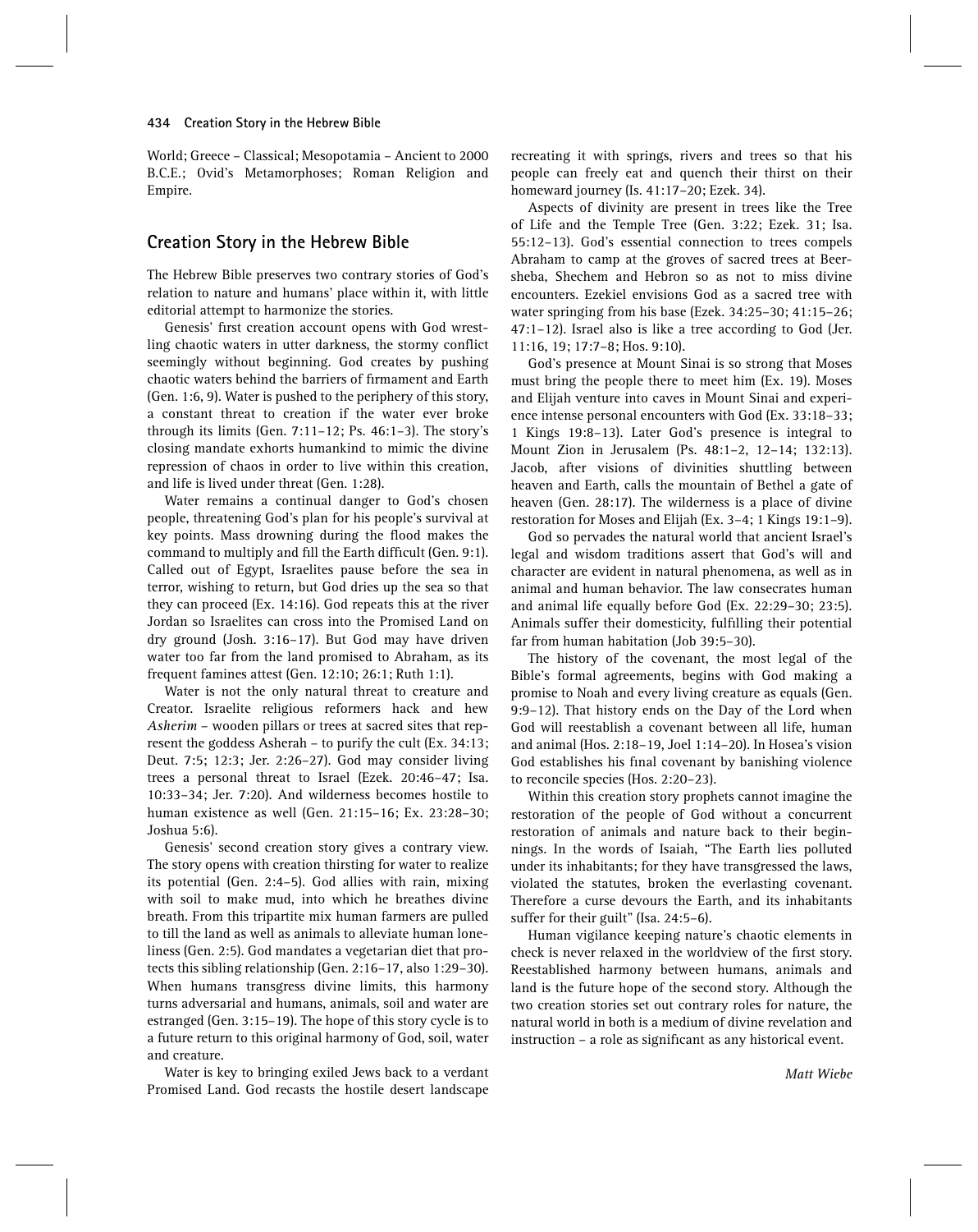World; Greece – Classical; Mesopotamia – Ancient to 2000 B.C.E.; Ovid's Metamorphoses; Roman Religion and Empire.

## Creation Story in the Hebrew Bible

The Hebrew Bible preserves two contrary stories of God's relation to nature and humans' place within it, with little editorial attempt to harmonize the stories.

Genesis' first creation account opens with God wrestling chaotic waters in utter darkness, the stormy conflict seemingly without beginning. God creates by pushing chaotic waters behind the barriers of firmament and Earth (Gen. 1:6, 9). Water is pushed to the periphery of this story, a constant threat to creation if the water ever broke through its limits (Gen. 7:11–12; Ps. 46:1–3). The story's closing mandate exhorts humankind to mimic the divine repression of chaos in order to live within this creation, and life is lived under threat (Gen. 1:28).

Water remains a continual danger to God's chosen people, threatening God's plan for his people's survival at key points. Mass drowning during the flood makes the command to multiply and fill the Earth difficult (Gen. 9:1). Called out of Egypt, Israelites pause before the sea in terror, wishing to return, but God dries up the sea so that they can proceed (Ex. 14:16). God repeats this at the river Jordan so Israelites can cross into the Promised Land on dry ground (Josh. 3:16–17). But God may have driven water too far from the land promised to Abraham, as its frequent famines attest (Gen. 12:10; 26:1; Ruth 1:1).

Water is not the only natural threat to creature and Creator. Israelite religious reformers hack and hew *Asherim* – wooden pillars or trees at sacred sites that represent the goddess Asherah – to purify the cult (Ex. 34:13; Deut. 7:5; 12:3; Jer. 2:26–27). God may consider living trees a personal threat to Israel (Ezek. 20:46–47; Isa. 10:33–34; Jer. 7:20). And wilderness becomes hostile to human existence as well (Gen. 21:15–16; Ex. 23:28–30; Joshua 5:6).

Genesis' second creation story gives a contrary view. The story opens with creation thirsting for water to realize its potential (Gen. 2:4–5). God allies with rain, mixing with soil to make mud, into which he breathes divine breath. From this tripartite mix human farmers are pulled to till the land as well as animals to alleviate human loneliness (Gen. 2:5). God mandates a vegetarian diet that protects this sibling relationship (Gen. 2:16–17, also 1:29–30). When humans transgress divine limits, this harmony turns adversarial and humans, animals, soil and water are estranged (Gen. 3:15–19). The hope of this story cycle is to a future return to this original harmony of God, soil, water and creature.

Water is key to bringing exiled Jews back to a verdant Promised Land. God recasts the hostile desert landscape recreating it with springs, rivers and trees so that his people can freely eat and quench their thirst on their homeward journey (Is. 41:17–20; Ezek. 34).

Aspects of divinity are present in trees like the Tree of Life and the Temple Tree (Gen. 3:22; Ezek. 31; Isa. 55:12–13). God's essential connection to trees compels Abraham to camp at the groves of sacred trees at Beersheba, Shechem and Hebron so as not to miss divine encounters. Ezekiel envisions God as a sacred tree with water springing from his base (Ezek. 34:25–30; 41:15–26; 47:1–12). Israel also is like a tree according to God (Jer. 11:16, 19; 17:7–8; Hos. 9:10).

God's presence at Mount Sinai is so strong that Moses must bring the people there to meet him (Ex. 19). Moses and Elijah venture into caves in Mount Sinai and experience intense personal encounters with God (Ex. 33:18–33; 1 Kings 19:8–13). Later God's presence is integral to Mount Zion in Jerusalem (Ps. 48:1–2, 12–14; 132:13). Jacob, after visions of divinities shuttling between heaven and Earth, calls the mountain of Bethel a gate of heaven (Gen. 28:17). The wilderness is a place of divine restoration for Moses and Elijah (Ex. 3–4; 1 Kings 19:1–9).

God so pervades the natural world that ancient Israel's legal and wisdom traditions assert that God's will and character are evident in natural phenomena, as well as in animal and human behavior. The law consecrates human and animal life equally before God (Ex. 22:29–30; 23:5). Animals suffer their domesticity, fulfilling their potential far from human habitation (Job 39:5–30).

The history of the covenant, the most legal of the Bible's formal agreements, begins with God making a promise to Noah and every living creature as equals (Gen. 9:9–12). That history ends on the Day of the Lord when God will reestablish a covenant between all life, human and animal (Hos. 2:18–19, Joel 1:14–20). In Hosea's vision God establishes his final covenant by banishing violence to reconcile species (Hos. 2:20–23).

Within this creation story prophets cannot imagine the restoration of the people of God without a concurrent restoration of animals and nature back to their beginnings. In the words of Isaiah, "The Earth lies polluted under its inhabitants; for they have transgressed the laws, violated the statutes, broken the everlasting covenant. Therefore a curse devours the Earth, and its inhabitants suffer for their guilt" (Isa. 24:5–6).

Human vigilance keeping nature's chaotic elements in check is never relaxed in the worldview of the first story. Reestablished harmony between humans, animals and land is the future hope of the second story. Although the two creation stories set out contrary roles for nature, the natural world in both is a medium of divine revelation and instruction – a role as significant as any historical event.

*Matt Wiebe*